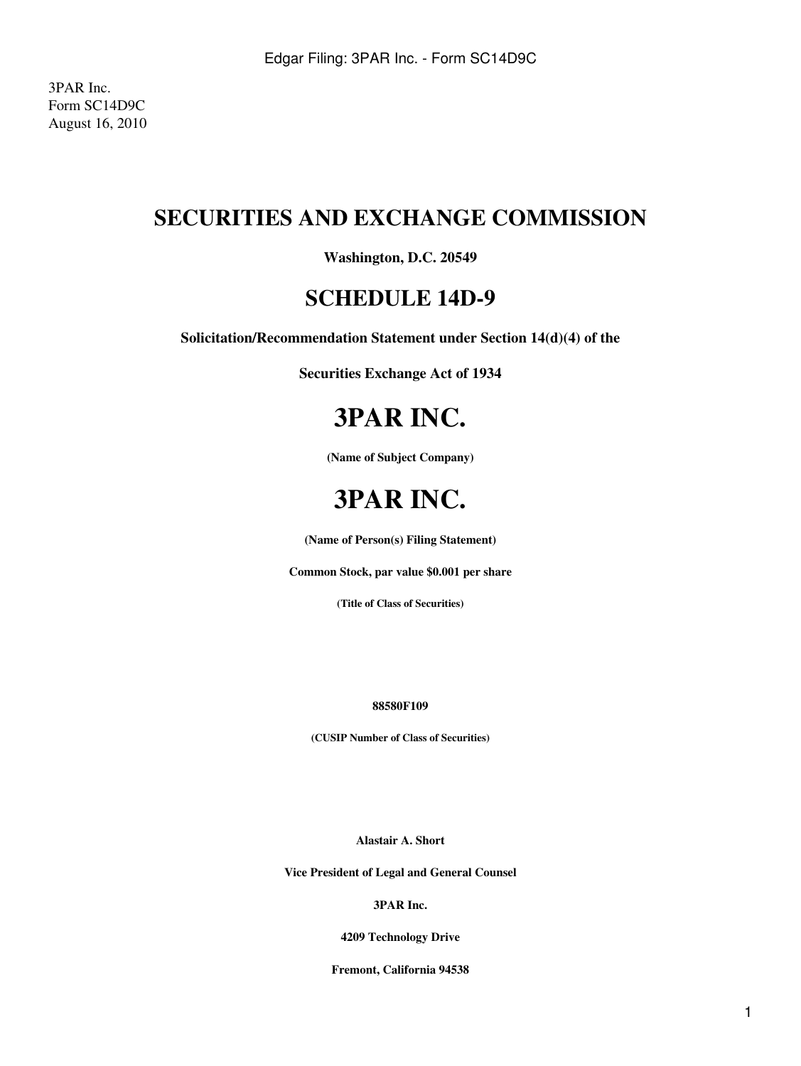3PAR Inc.
Form SC14D9C
August 16, 2010

# SECURITIES AND EXCHANGE COMMISSION

**Washington, D.C. 20549**

# SCHEDULE 14D-9

**Solicitation/Recommendation Statement under Section 14(d)(4) of the**

**Securities Exchange Act of 1934**

# 3PAR INC.

**(Name of Subject Company)**

# 3PAR INC.

**(Name of Person(s) Filing Statement)**

**Common Stock, par value $0.001 per share**

**(Title of Class of Securities)**

**88580F109**

**(CUSIP Number of Class of Securities)**

**Alastair A. Short**

**Vice President of Legal and General Counsel**

**3PAR Inc.**

**4209 Technology Drive**

**Fremont, California 94538**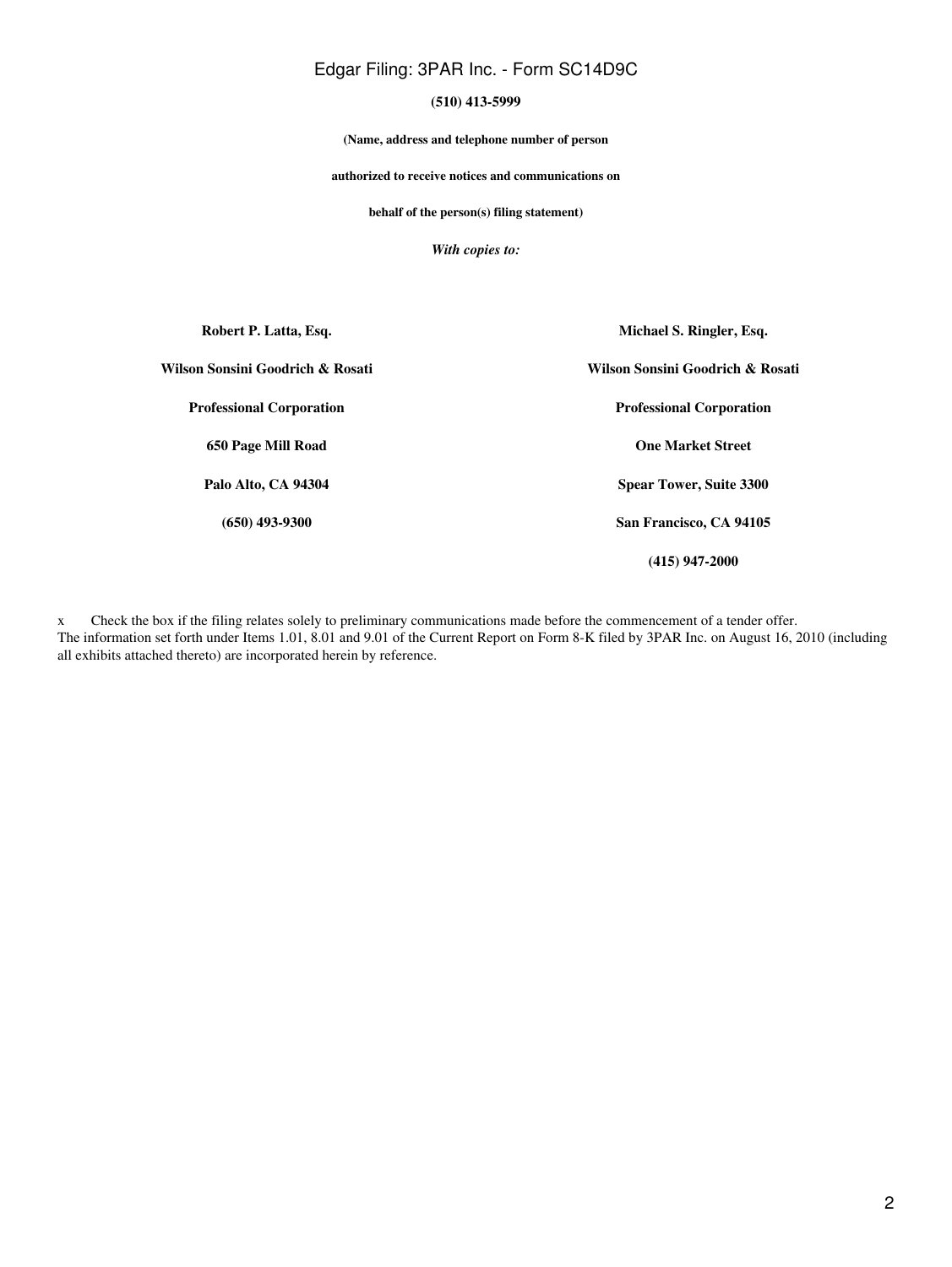**(510) 413-5999**

**(Name, address and telephone number of person**

**authorized to receive notices and communications on**

**behalf of the person(s) filing statement)**

***With copies to:***

| | |
|---|---|
| **Robert P. Latta, Esq.** | **Michael S. Ringler, Esq.** |
| **Wilson Sonsini Goodrich & Rosati** | **Wilson Sonsini Goodrich & Rosati** |
| **Professional Corporation** | **Professional Corporation** |
| **650 Page Mill Road** | **One Market Street** |
| **Palo Alto, CA 94304** | **Spear Tower, Suite 3300** |
| **(650) 493-9300** | **San Francisco, CA 94105** |
| | **(415) 947-2000** |

x Check the box if the filing relates solely to preliminary communications made before the commencement of a tender offer.

The information set forth under Items 1.01, 8.01 and 9.01 of the Current Report on Form 8-K filed by 3PAR Inc. on August 16, 2010 (including all exhibits attached thereto) are incorporated herein by reference.